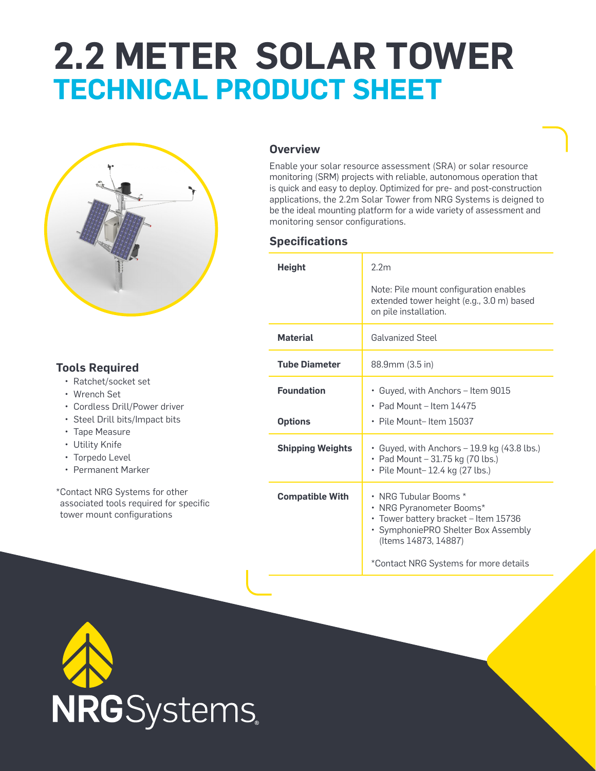# 2.2 METER SOLAR TOWER

## TECHNICAL PRODUCT SHEET

### Overview

Enable your solar resource assessment (SRA) or solar resource monitoring (SRM) projects with reliable, autonomous operation that is quick and easy to deploy. Optimized for pre- and post-construction applications, the 2.2m Solar Tower from NRG Systems is deigned to be the ideal mounting platform for a wide variety of assessment and monitoring sensor configurations.

### Specifications

| | |
|---|---|
| **Height** | 2.2m<br><br>Note: Pile mount configuration enables extended tower height (e.g., 3.0 m) based on pile installation. |
| **Material** | Galvanized Steel |
| **Tube Diameter** | 88.9mm (3.5 in) |
| **Foundation Options** | • Guyed, with Anchors – Item 9015<br>• Pad Mount – Item 14475<br>• Pile Mount– Item 15037 |
| **Shipping Weights** | • Guyed, with Anchors – 19.9 kg (43.8 lbs.)<br>• Pad Mount – 31.75 kg (70 lbs.)<br>• Pile Mount– 12.4 kg (27 lbs.) |
| **Compatible With** | • NRG Tubular Booms *<br>• NRG Pyranometer Booms*<br>• Tower battery bracket – Item 15736<br>• SymphoniePRO Shelter Box Assembly (Items 14873, 14887)<br><br>*Contact NRG Systems for more details |

### Tools Required

- Ratchet/socket set
- Wrench Set
- Cordless Drill/Power driver
- Steel Drill bits/Impact bits
- Tape Measure
- Utility Knife
- Torpedo Level
- Permanent Marker

*Contact NRG Systems for other associated tools required for specific tower mount configurations

NRG Systems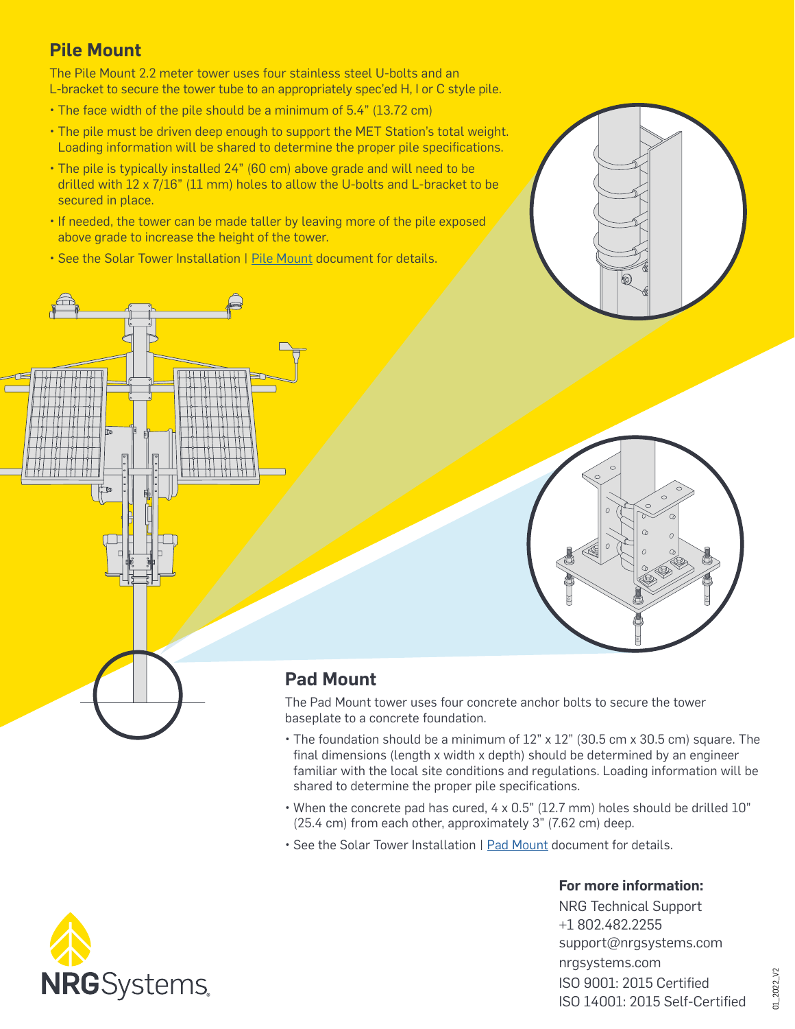## Pile Mount

The Pile Mount 2.2 meter tower uses four stainless steel U-bolts and an L-bracket to secure the tower tube to an appropriately spec'ed H, I or C style pile.

- The face width of the pile should be a minimum of 5.4" (13.72 cm)
- The pile must be driven deep enough to support the MET Station's total weight. Loading information will be shared to determine the proper pile specifications.
- The pile is typically installed 24" (60 cm) above grade and will need to be drilled with 12 x 7/16" (11 mm) holes to allow the U-bolts and L-bracket to be secured in place.
- If needed, the tower can be made taller by leaving more of the pile exposed above grade to increase the height of the tower.
- See the Solar Tower Installation | Pile Mount document for details.

## Pad Mount

The Pad Mount tower uses four concrete anchor bolts to secure the tower baseplate to a concrete foundation.

- The foundation should be a minimum of 12" x 12" (30.5 cm x 30.5 cm) square. The final dimensions (length x width x depth) should be determined by an engineer familiar with the local site conditions and regulations. Loading information will be shared to determine the proper pile specifications.
- When the concrete pad has cured, 4 x 0.5" (12.7 mm) holes should be drilled 10" (25.4 cm) from each other, approximately 3" (7.62 cm) deep.
- See the Solar Tower Installation | Pad Mount document for details.

NRGSystems

**For more information:**

NRG Technical Support
+1 802.482.2255
support@nrgsystems.com
nrgsystems.com
ISO 9001: 2015 Certified
ISO 14001: 2015 Self-Certified

01_2022_V2